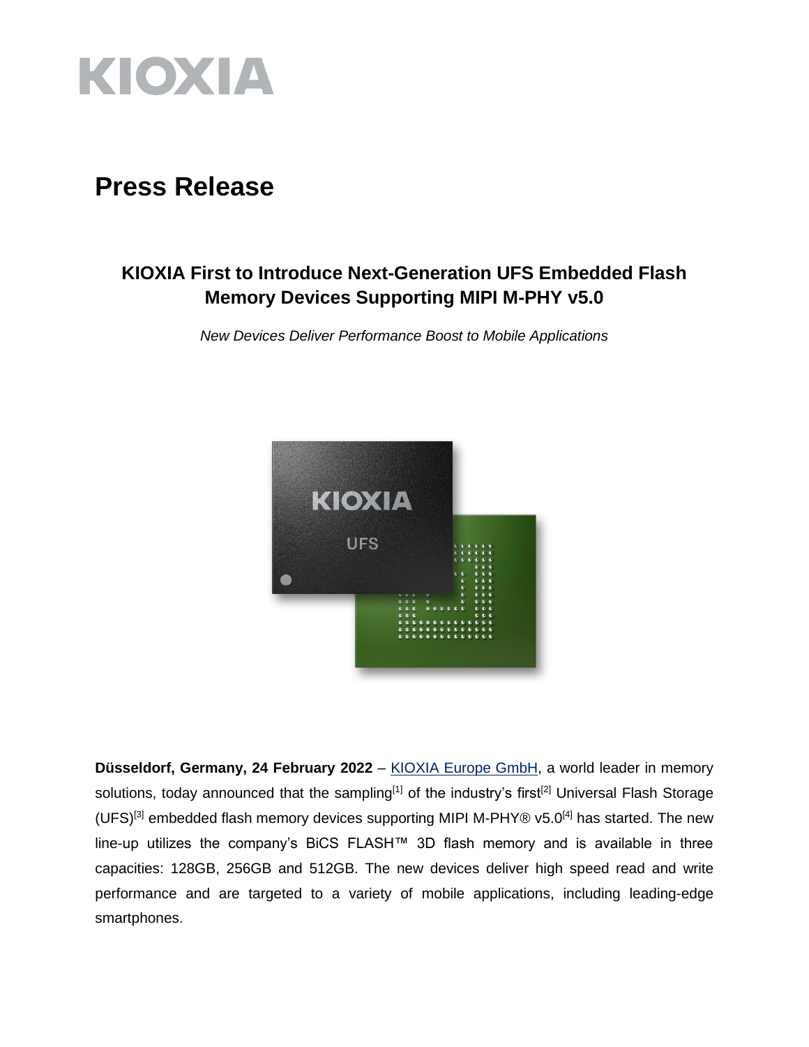# Press Release

## KIOXIA First to Introduce Next-Generation UFS Embedded Flash Memory Devices Supporting MIPI M-PHY v5.0

*New Devices Deliver Performance Boost to Mobile Applications*

**Düsseldorf, Germany, 24 February 2022** – KIOXIA Europe GmbH, a world leader in memory solutions, today announced that the sampling[1] of the industry's first[2] Universal Flash Storage (UFS)[3] embedded flash memory devices supporting MIPI M-PHY® v5.0[4] has started. The new line-up utilizes the company's BiCS FLASH™ 3D flash memory and is available in three capacities: 128GB, 256GB and 512GB. The new devices deliver high speed read and write performance and are targeted to a variety of mobile applications, including leading-edge smartphones.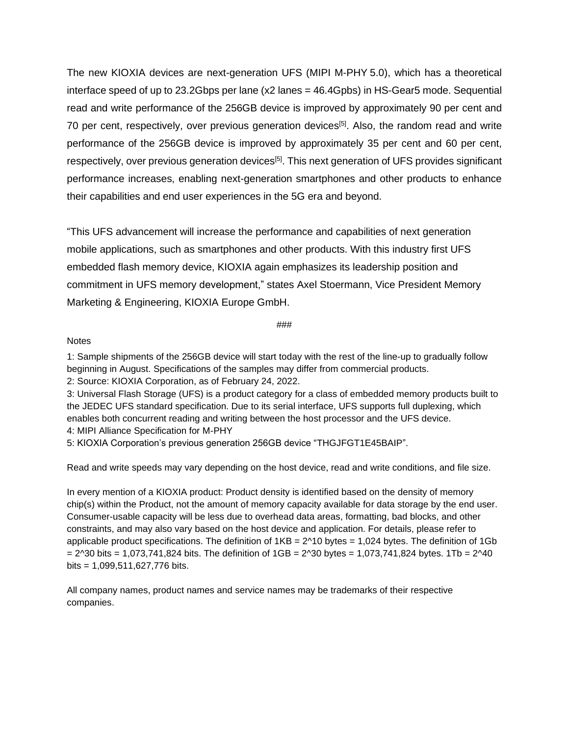The new KIOXIA devices are next-generation UFS (MIPI M-PHY 5.0), which has a theoretical interface speed of up to 23.2Gbps per lane (x2 lanes = 46.4Gpbs) in HS-Gear5 mode. Sequential read and write performance of the 256GB device is improved by approximately 90 per cent and 70 per cent, respectively, over previous generation devices[5]. Also, the random read and write performance of the 256GB device is improved by approximately 35 per cent and 60 per cent, respectively, over previous generation devices[5]. This next generation of UFS provides significant performance increases, enabling next-generation smartphones and other products to enhance their capabilities and end user experiences in the 5G era and beyond.

"This UFS advancement will increase the performance and capabilities of next generation mobile applications, such as smartphones and other products. With this industry first UFS embedded flash memory device, KIOXIA again emphasizes its leadership position and commitment in UFS memory development," states Axel Stoermann, Vice President Memory Marketing & Engineering, KIOXIA Europe GmbH.

###

Notes

1: Sample shipments of the 256GB device will start today with the rest of the line-up to gradually follow beginning in August. Specifications of the samples may differ from commercial products.
2: Source: KIOXIA Corporation, as of February 24, 2022.
3: Universal Flash Storage (UFS) is a product category for a class of embedded memory products built to the JEDEC UFS standard specification. Due to its serial interface, UFS supports full duplexing, which enables both concurrent reading and writing between the host processor and the UFS device.
4: MIPI Alliance Specification for M-PHY
5: KIOXIA Corporation's previous generation 256GB device "THGJFGT1E45BAIP".

Read and write speeds may vary depending on the host device, read and write conditions, and file size.

In every mention of a KIOXIA product: Product density is identified based on the density of memory chip(s) within the Product, not the amount of memory capacity available for data storage by the end user. Consumer-usable capacity will be less due to overhead data areas, formatting, bad blocks, and other constraints, and may also vary based on the host device and application. For details, please refer to applicable product specifications. The definition of 1KB = $2^{10}$ bytes = 1,024 bytes. The definition of 1Gb = $2^{30}$ bits = 1,073,741,824 bits. The definition of 1GB = $2^{30}$ bytes = 1,073,741,824 bytes. 1Tb = $2^{40}$ bits = 1,099,511,627,776 bits.

All company names, product names and service names may be trademarks of their respective companies.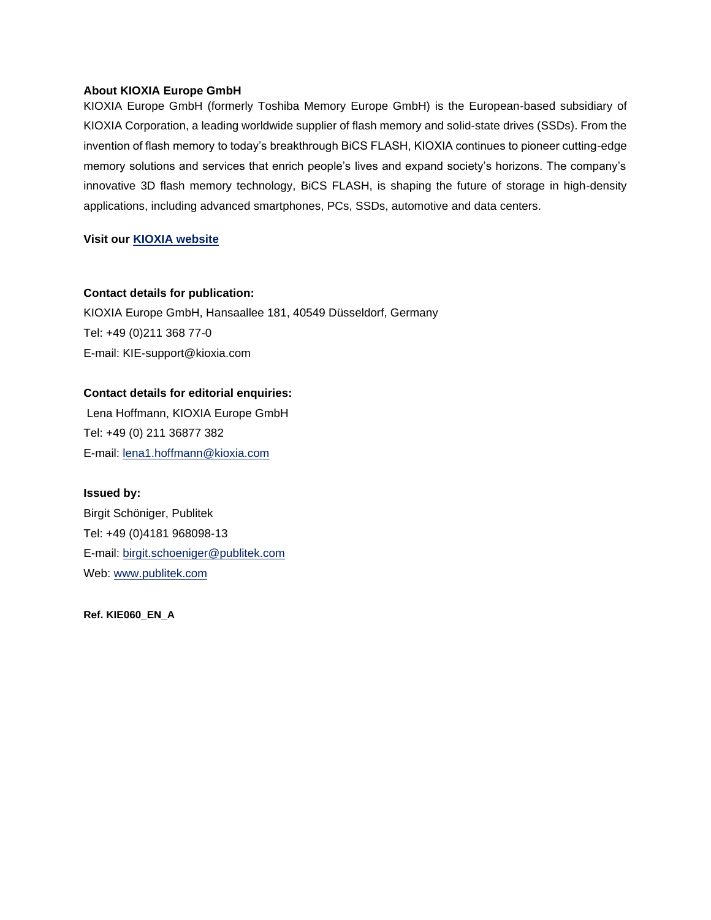**About KIOXIA Europe GmbH**

KIOXIA Europe GmbH (formerly Toshiba Memory Europe GmbH) is the European-based subsidiary of KIOXIA Corporation, a leading worldwide supplier of flash memory and solid-state drives (SSDs). From the invention of flash memory to today's breakthrough BiCS FLASH, KIOXIA continues to pioneer cutting-edge memory solutions and services that enrich people's lives and expand society's horizons. The company's innovative 3D flash memory technology, BiCS FLASH, is shaping the future of storage in high-density applications, including advanced smartphones, PCs, SSDs, automotive and data centers.

**Visit our KIOXIA website**

**Contact details for publication:**

KIOXIA Europe GmbH, Hansaallee 181, 40549 Düsseldorf, Germany
Tel: +49 (0)211 368 77-0
E-mail: KIE-support@kioxia.com

**Contact details for editorial enquiries:**

Lena Hoffmann, KIOXIA Europe GmbH
Tel: +49 (0) 211 36877 382
E-mail: lena1.hoffmann@kioxia.com

**Issued by:**

Birgit Schöniger, Publitek
Tel: +49 (0)4181 968098-13
E-mail: birgit.schoeniger@publitek.com
Web: www.publitek.com

**Ref. KIE060_EN_A**